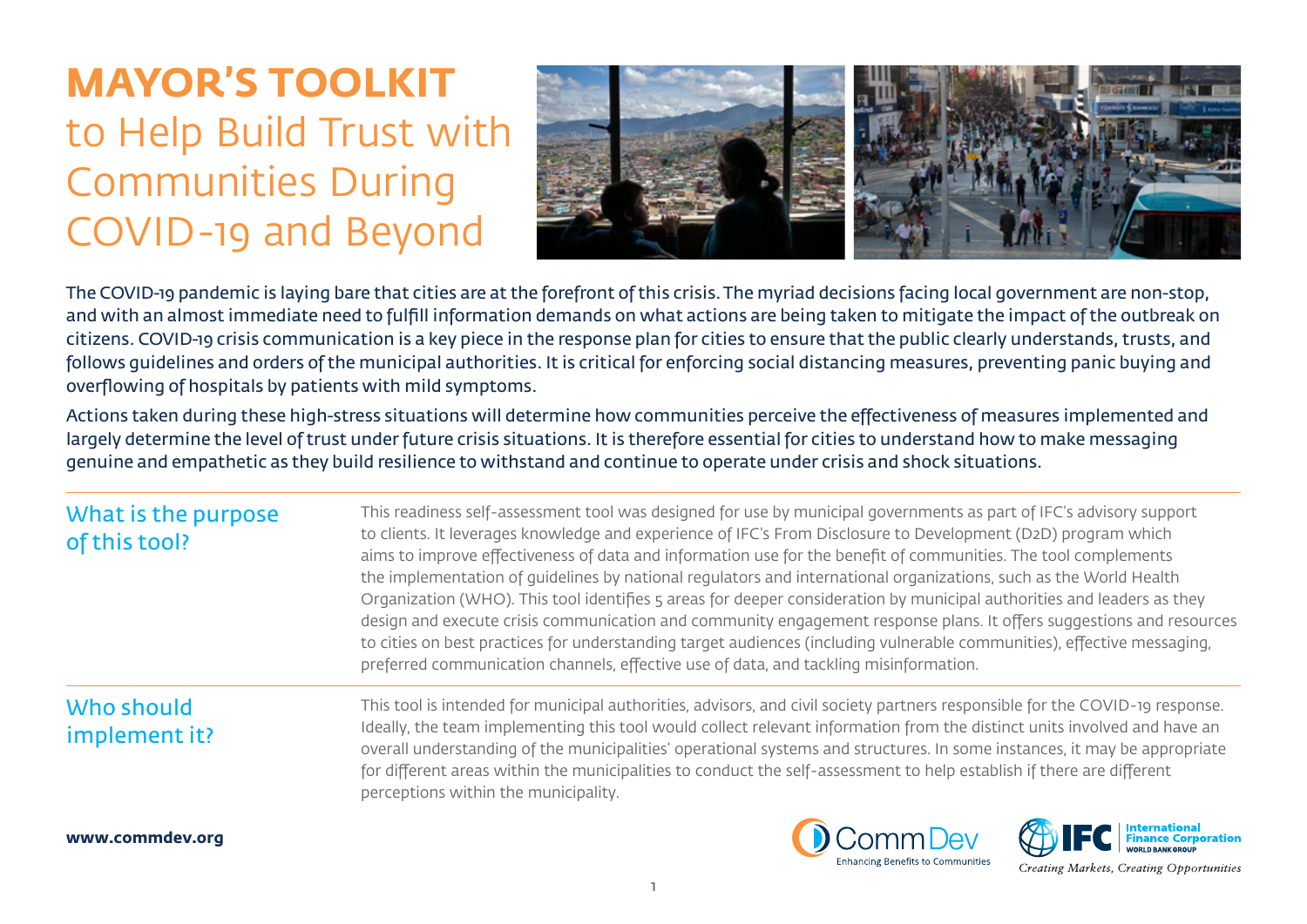# MAYOR'S TOOLKIT to Help Build Trust with Communities During COVID-19 and Beyond

The COVID-19 pandemic is laying bare that cities are at the forefront of this crisis. The myriad decisions facing local government are non-stop, and with an almost immediate need to fulfill information demands on what actions are being taken to mitigate the impact of the outbreak on citizens. COVID-19 crisis communication is a key piece in the response plan for cities to ensure that the public clearly understands, trusts, and follows guidelines and orders of the municipal authorities. It is critical for enforcing social distancing measures, preventing panic buying and overflowing of hospitals by patients with mild symptoms.

Actions taken during these high-stress situations will determine how communities perceive the effectiveness of measures implemented and largely determine the level of trust under future crisis situations. It is therefore essential for cities to understand how to make messaging genuine and empathetic as they build resilience to withstand and continue to operate under crisis and shock situations.

## What is the purpose of this tool?

This readiness self-assessment tool was designed for use by municipal governments as part of IFC's advisory support to clients. It leverages knowledge and experience of IFC's From Disclosure to Development (D2D) program which aims to improve effectiveness of data and information use for the benefit of communities. The tool complements the implementation of guidelines by national regulators and international organizations, such as the World Health Organization (WHO). This tool identifies 5 areas for deeper consideration by municipal authorities and leaders as they design and execute crisis communication and community engagement response plans. It offers suggestions and resources to cities on best practices for understanding target audiences (including vulnerable communities), effective messaging, preferred communication channels, effective use of data, and tackling misinformation.

## Who should implement it?

This tool is intended for municipal authorities, advisors, and civil society partners responsible for the COVID-19 response. Ideally, the team implementing this tool would collect relevant information from the distinct units involved and have an overall understanding of the municipalities' operational systems and structures. In some instances, it may be appropriate for different areas within the municipalities to conduct the self-assessment to help establish if there are different perceptions within the municipality.

**www.commdev.org**

CommDev — Enhancing Benefits to Communities

IFC — International Finance Corporation, World Bank Group — *Creating Markets, Creating Opportunities*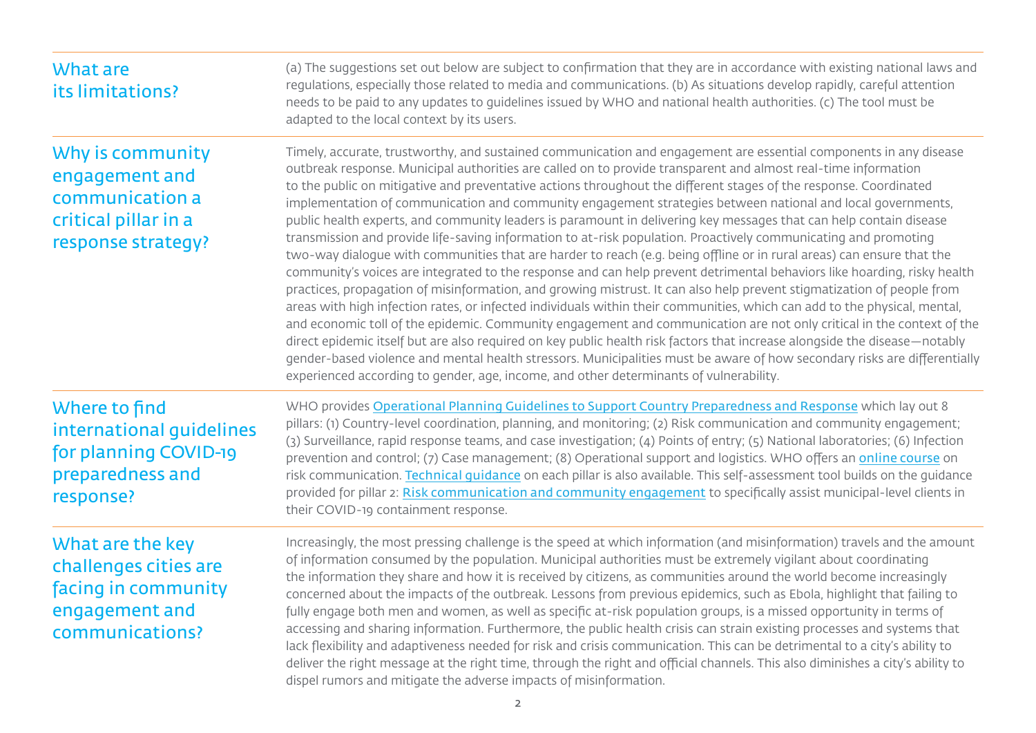## What are its limitations?

(a) The suggestions set out below are subject to confirmation that they are in accordance with existing national laws and regulations, especially those related to media and communications. (b) As situations develop rapidly, careful attention needs to be paid to any updates to guidelines issued by WHO and national health authorities. (c) The tool must be adapted to the local context by its users.

## Why is community engagement and communication a critical pillar in a response strategy?

Timely, accurate, trustworthy, and sustained communication and engagement are essential components in any disease outbreak response. Municipal authorities are called on to provide transparent and almost real-time information to the public on mitigative and preventative actions throughout the different stages of the response. Coordinated implementation of communication and community engagement strategies between national and local governments, public health experts, and community leaders is paramount in delivering key messages that can help contain disease transmission and provide life-saving information to at-risk population. Proactively communicating and promoting two-way dialogue with communities that are harder to reach (e.g. being offline or in rural areas) can ensure that the community's voices are integrated to the response and can help prevent detrimental behaviors like hoarding, risky health practices, propagation of misinformation, and growing mistrust. It can also help prevent stigmatization of people from areas with high infection rates, or infected individuals within their communities, which can add to the physical, mental, and economic toll of the epidemic. Community engagement and communication are not only critical in the context of the direct epidemic itself but are also required on key public health risk factors that increase alongside the disease—notably gender-based violence and mental health stressors. Municipalities must be aware of how secondary risks are differentially experienced according to gender, age, income, and other determinants of vulnerability.

## Where to find international guidelines for planning COVID-19 preparedness and response?

WHO provides Operational Planning Guidelines to Support Country Preparedness and Response which lay out 8 pillars: (1) Country-level coordination, planning, and monitoring; (2) Risk communication and community engagement; (3) Surveillance, rapid response teams, and case investigation; (4) Points of entry; (5) National laboratories; (6) Infection prevention and control; (7) Case management; (8) Operational support and logistics. WHO offers an online course on risk communication. Technical guidance on each pillar is also available. This self-assessment tool builds on the guidance provided for pillar 2: Risk communication and community engagement to specifically assist municipal-level clients in their COVID-19 containment response.

## What are the key challenges cities are facing in community engagement and communications?

Increasingly, the most pressing challenge is the speed at which information (and misinformation) travels and the amount of information consumed by the population. Municipal authorities must be extremely vigilant about coordinating the information they share and how it is received by citizens, as communities around the world become increasingly concerned about the impacts of the outbreak. Lessons from previous epidemics, such as Ebola, highlight that failing to fully engage both men and women, as well as specific at-risk population groups, is a missed opportunity in terms of accessing and sharing information. Furthermore, the public health crisis can strain existing processes and systems that lack flexibility and adaptiveness needed for risk and crisis communication. This can be detrimental to a city's ability to deliver the right message at the right time, through the right and official channels. This also diminishes a city's ability to dispel rumors and mitigate the adverse impacts of misinformation.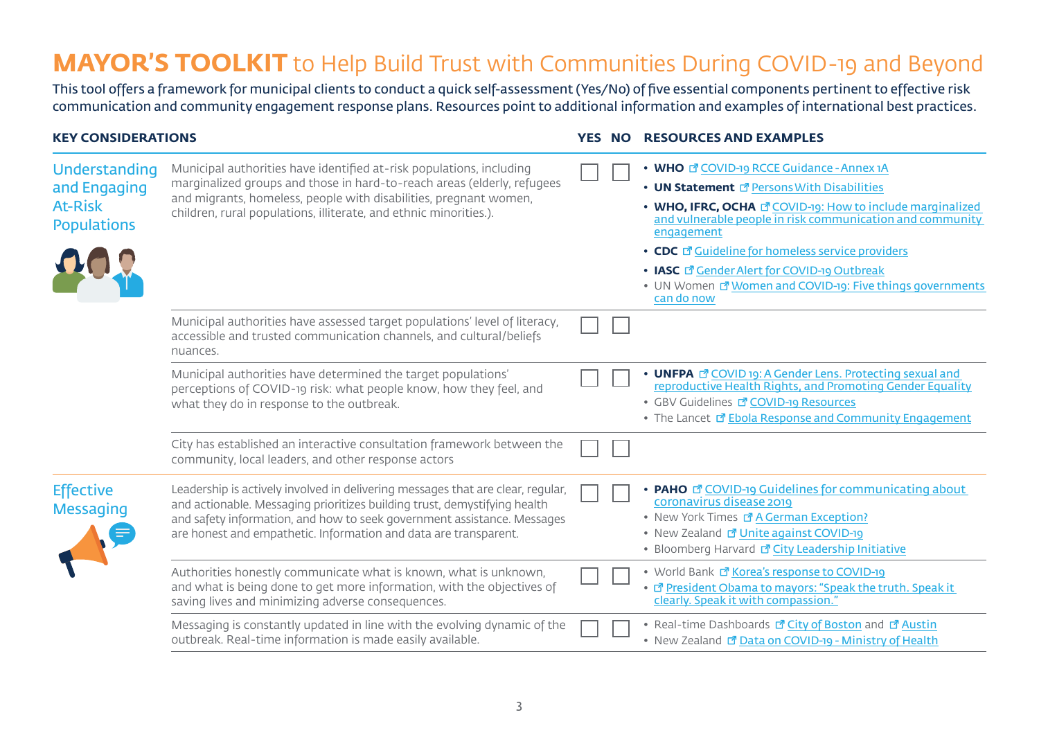# **MAYOR'S TOOLKIT** to Help Build Trust with Communities During COVID-19 and Beyond

This tool offers a framework for municipal clients to conduct a quick self-assessment (Yes/No) of five essential components pertinent to effective risk communication and community engagement response plans. Resources point to additional information and examples of international best practices.

| KEY CONSIDERATIONS | | YES | NO | RESOURCES AND EXAMPLES |
|---|---|---|---|---|
| Understanding and Engaging At-Risk Populations | Municipal authorities have identified at-risk populations, including marginalized groups and those in hard-to-reach areas (elderly, refugees and migrants, homeless, people with disabilities, pregnant women, children, rural populations, illiterate, and ethnic minorities.). | ☐ | ☐ | • **WHO** COVID-19 RCCE Guidance - Annex 1A<br>• **UN Statement** Persons With Disabilities<br>• **WHO, IFRC, OCHA** COVID-19: How to include marginalized and vulnerable people in risk communication and community engagement<br>• **CDC** Guideline for homeless service providers<br>• **IASC** Gender Alert for COVID-19 Outbreak<br>• UN Women Women and COVID-19: Five things governments can do now |
| | Municipal authorities have assessed target populations' level of literacy, accessible and trusted communication channels, and cultural/beliefs nuances. | ☐ | ☐ | |
| | Municipal authorities have determined the target populations' perceptions of COVID-19 risk: what people know, how they feel, and what they do in response to the outbreak. | ☐ | ☐ | • **UNFPA** COVID 19: A Gender Lens. Protecting sexual and reproductive Health Rights, and Promoting Gender Equality<br>• GBV Guidelines COVID-19 Resources<br>• The Lancet Ebola Response and Community Engagement |
| | City has established an interactive consultation framework between the community, local leaders, and other response actors | ☐ | ☐ | |
| Effective Messaging | Leadership is actively involved in delivering messages that are clear, regular, and actionable. Messaging prioritizes building trust, demystifying health and safety information, and how to seek government assistance. Messages are honest and empathetic. Information and data are transparent. | ☐ | ☐ | • **PAHO** COVID-19 Guidelines for communicating about coronavirus disease 2019<br>• New York Times A German Exception?<br>• New Zealand Unite against COVID-19<br>• Bloomberg Harvard City Leadership Initiative |
| | Authorities honestly communicate what is known, what is unknown, and what is being done to get more information, with the objectives of saving lives and minimizing adverse consequences. | ☐ | ☐ | • World Bank Korea's response to COVID-19<br>• President Obama to mayors: "Speak the truth. Speak it clearly. Speak it with compassion." |
| | Messaging is constantly updated in line with the evolving dynamic of the outbreak. Real-time information is made easily available. | ☐ | ☐ | • Real-time Dashboards City of Boston and Austin<br>• New Zealand Data on COVID-19 - Ministry of Health |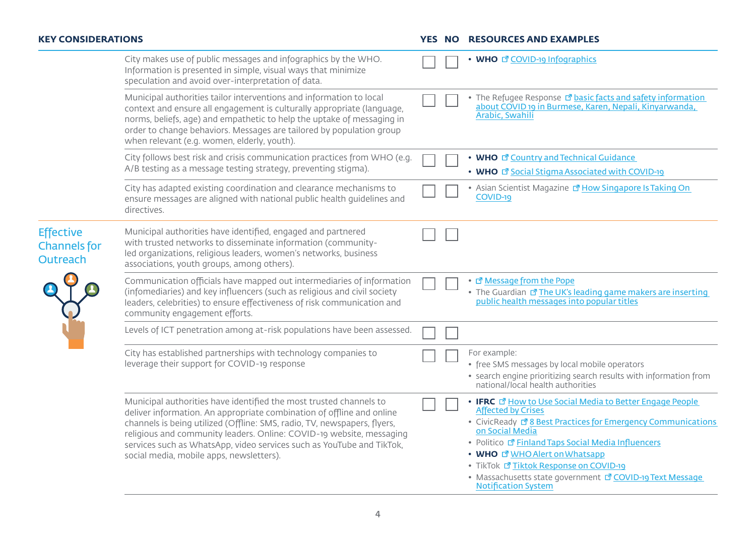| KEY CONSIDERATIONS | | YES | NO | RESOURCES AND EXAMPLES |
|---|---|---|---|---|
| | City makes use of public messages and infographics by the WHO. Information is presented in simple, visual ways that minimize speculation and avoid over-interpretation of data. | ☐ | ☐ | • **WHO** COVID-19 Infographics |
| | Municipal authorities tailor interventions and information to local context and ensure all engagement is culturally appropriate (language, norms, beliefs, age) and empathetic to help the uptake of messaging in order to change behaviors. Messages are tailored by population group when relevant (e.g. women, elderly, youth). | ☐ | ☐ | • The Refugee Response basic facts and safety information about COVID 19 in Burmese, Karen, Nepali, Kinyarwanda, Arabic, Swahili |
| | City follows best risk and crisis communication practices from WHO (e.g. A/B testing as a message testing strategy, preventing stigma). | ☐ | ☐ | • **WHO** Country and Technical Guidance<br>• **WHO** Social Stigma Associated with COVID-19 |
| | City has adapted existing coordination and clearance mechanisms to ensure messages are aligned with national public health guidelines and directives. | ☐ | ☐ | • Asian Scientist Magazine How Singapore Is Taking On COVID-19 |
| Effective Channels for Outreach | Municipal authorities have identified, engaged and partnered with trusted networks to disseminate information (community-led organizations, religious leaders, women's networks, business associations, youth groups, among others). | ☐ | ☐ | |
| | Communication officials have mapped out intermediaries of information (infomediaries) and key influencers (such as religious and civil society leaders, celebrities) to ensure effectiveness of risk communication and community engagement efforts. | ☐ | ☐ | • Message from the Pope<br>• The Guardian The UK's leading game makers are inserting public health messages into popular titles |
| | Levels of ICT penetration among at-risk populations have been assessed. | ☐ | ☐ | |
| | City has established partnerships with technology companies to leverage their support for COVID-19 response | ☐ | ☐ | For example:<br>• free SMS messages by local mobile operators<br>• search engine prioritizing search results with information from national/local health authorities |
| | Municipal authorities have identified the most trusted channels to deliver information. An appropriate combination of offline and online channels is being utilized (Offline: SMS, radio, TV, newspapers, flyers, religious and community leaders. Online: COVID-19 website, messaging services such as WhatsApp, video services such as YouTube and TikTok, social media, mobile apps, newsletters). | ☐ | ☐ | • **IFRC** How to Use Social Media to Better Engage People Affected by Crises<br>• CivicReady 8 Best Practices for Emergency Communications on Social Media<br>• Politico Finland Taps Social Media Influencers<br>• **WHO** WHO Alert on Whatsapp<br>• TikTok Tiktok Response on COVID-19<br>• Massachusetts state government COVID-19 Text Message Notification System |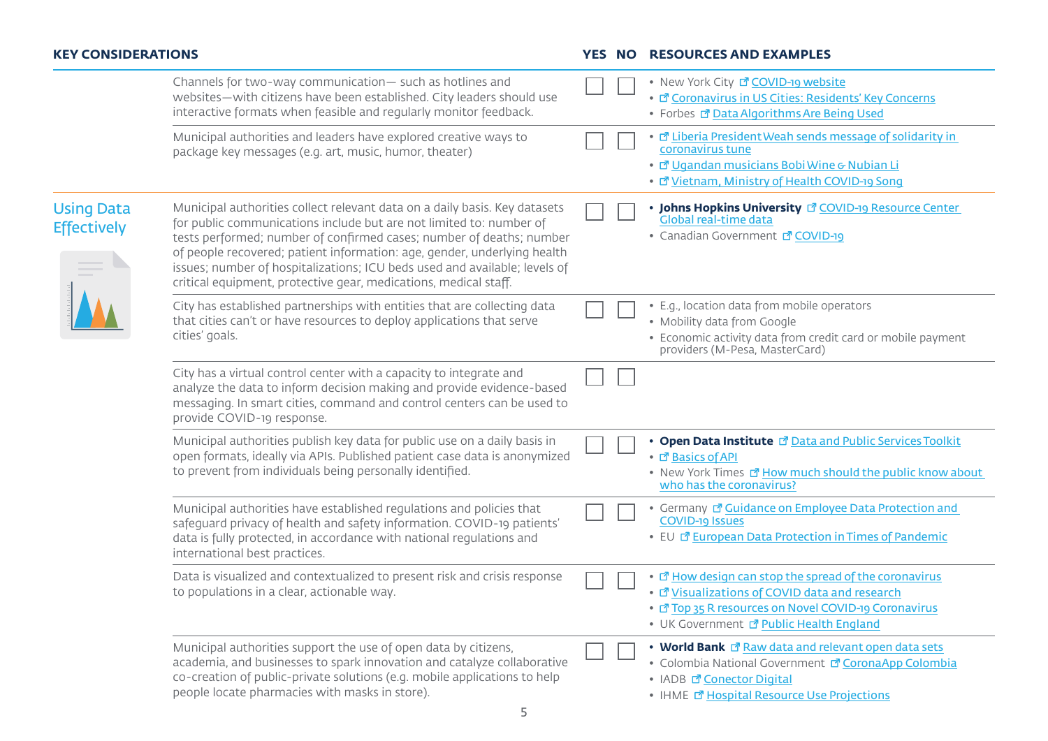| KEY CONSIDERATIONS | | YES | NO | RESOURCES AND EXAMPLES |
|---|---|---|---|---|
| | Channels for two-way communication— such as hotlines and websites—with citizens have been established. City leaders should use interactive formats when feasible and regularly monitor feedback. | ☐ | ☐ | • New York City COVID-19 website<br>• Coronavirus in US Cities: Residents' Key Concerns<br>• Forbes Data Algorithms Are Being Used |
| | Municipal authorities and leaders have explored creative ways to package key messages (e.g. art, music, humor, theater) | ☐ | ☐ | • Liberia President Weah sends message of solidarity in coronavirus tune<br>• Ugandan musicians Bobi Wine & Nubian Li<br>• Vietnam, Ministry of Health COVID-19 Song |
| **Using Data Effectively** | Municipal authorities collect relevant data on a daily basis. Key datasets for public communications include but are not limited to: number of tests performed; number of confirmed cases; number of deaths; number of people recovered; patient information: age, gender, underlying health issues; number of hospitalizations; ICU beds used and available; levels of critical equipment, protective gear, medications, medical staff. | ☐ | ☐ | • **Johns Hopkins University** COVID-19 Resource Center Global real-time data<br>• Canadian Government COVID-19 |
| | City has established partnerships with entities that are collecting data that cities can't or have resources to deploy applications that serve cities' goals. | ☐ | ☐ | • E.g., location data from mobile operators<br>• Mobility data from Google<br>• Economic activity data from credit card or mobile payment providers (M-Pesa, MasterCard) |
| | City has a virtual control center with a capacity to integrate and analyze the data to inform decision making and provide evidence-based messaging. In smart cities, command and control centers can be used to provide COVID-19 response. | ☐ | ☐ | |
| | Municipal authorities publish key data for public use on a daily basis in open formats, ideally via APIs. Published patient case data is anonymized to prevent from individuals being personally identified. | ☐ | ☐ | • **Open Data Institute** Data and Public Services Toolkit<br>• Basics of API<br>• New York Times How much should the public know about who has the coronavirus? |
| | Municipal authorities have established regulations and policies that safeguard privacy of health and safety information. COVID-19 patients' data is fully protected, in accordance with national regulations and international best practices. | ☐ | ☐ | • Germany Guidance on Employee Data Protection and COVID-19 Issues<br>• EU European Data Protection in Times of Pandemic |
| | Data is visualized and contextualized to present risk and crisis response to populations in a clear, actionable way. | ☐ | ☐ | • How design can stop the spread of the coronavirus<br>• Visualizations of COVID data and research<br>• Top 35 R resources on Novel COVID-19 Coronavirus<br>• UK Government Public Health England |
| | Municipal authorities support the use of open data by citizens, academia, and businesses to spark innovation and catalyze collaborative co-creation of public-private solutions (e.g. mobile applications to help people locate pharmacies with masks in store). | ☐ | ☐ | • **World Bank** Raw data and relevant open data sets<br>• Colombia National Government CoronaApp Colombia<br>• IADB Conector Digital<br>• IHME Hospital Resource Use Projections |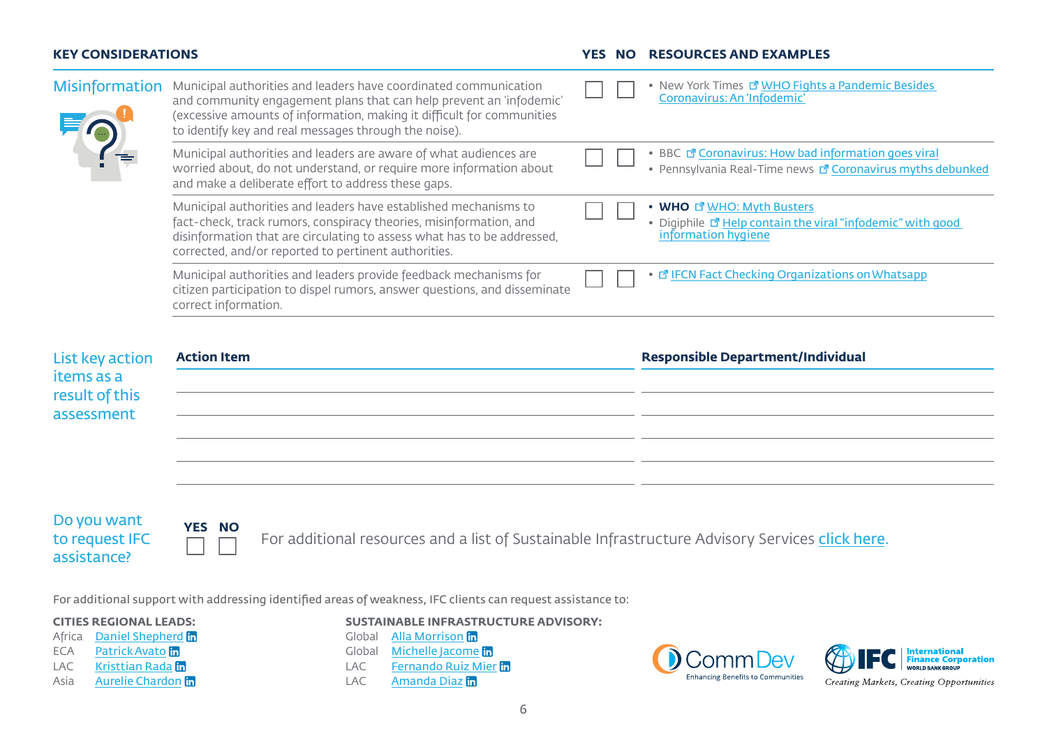| KEY CONSIDERATIONS | | YES | NO | RESOURCES AND EXAMPLES |
|---|---|---|---|---|
| Misinformation | Municipal authorities and leaders have coordinated communication and community engagement plans that can help prevent an 'infodemic' (excessive amounts of information, making it difficult for communities to identify key and real messages through the noise). | ☐ | ☐ | • New York Times WHO Fights a Pandemic Besides Coronavirus: An 'Infodemic' |
| | Municipal authorities and leaders are aware of what audiences are worried about, do not understand, or require more information about and make a deliberate effort to address these gaps. | ☐ | ☐ | • BBC Coronavirus: How bad information goes viral<br>• Pennsylvania Real-Time news Coronavirus myths debunked |
| | Municipal authorities and leaders have established mechanisms to fact-check, track rumors, conspiracy theories, misinformation, and disinformation that are circulating to assess what has to be addressed, corrected, and/or reported to pertinent authorities. | ☐ | ☐ | • **WHO** WHO: Myth Busters<br>• Digiphile Help contain the viral "infodemic" with good information hygiene |
| | Municipal authorities and leaders provide feedback mechanisms for citizen participation to dispel rumors, answer questions, and disseminate correct information. | ☐ | ☐ | • IFCN Fact Checking Organizations on Whatsapp |

## List key action items as a result of this assessment

| Action Item | Responsible Department/Individual |
|---|---|
| | |
| | |
| | |
| | |
| | |

## Do you want to request IFC assistance?

**YES** ☐ **NO** ☐

For additional resources and a list of Sustainable Infrastructure Advisory Services click here.

For additional support with addressing identified areas of weakness, IFC clients can request assistance to:

**CITIES REGIONAL LEADS:**

- Africa Daniel Shepherd
- ECA Patrick Avato
- LAC Kristtian Rada
- Asia Aurelie Chardon

**SUSTAINABLE INFRASTRUCTURE ADVISORY:**

- Global Alla Morrison
- Global Michelle Jacome
- LAC Fernando Ruiz Mier
- LAC Amanda Diaz

CommDev — Enhancing Benefits to Communities

IFC — International Finance Corporation, World Bank Group — *Creating Markets, Creating Opportunities*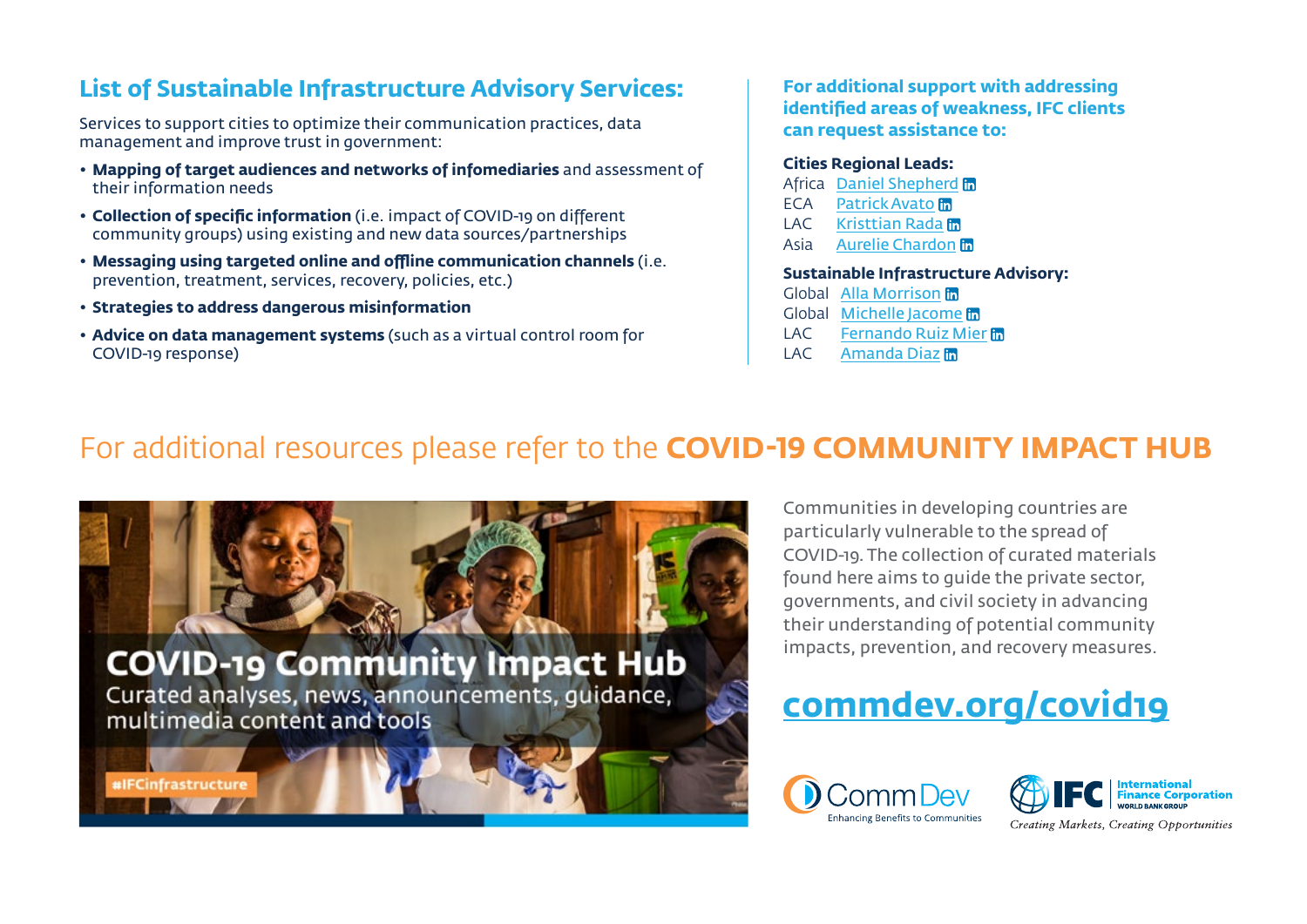## List of Sustainable Infrastructure Advisory Services:

Services to support cities to optimize their communication practices, data management and improve trust in government:

- **Mapping of target audiences and networks of infomediaries** and assessment of their information needs
- **Collection of specific information** (i.e. impact of COVID-19 on different community groups) using existing and new data sources/partnerships
- **Messaging using targeted online and offline communication channels** (i.e. prevention, treatment, services, recovery, policies, etc.)
- **Strategies to address dangerous misinformation**
- **Advice on data management systems** (such as a virtual control room for COVID-19 response)

### For additional support with addressing identified areas of weakness, IFC clients can request assistance to:

**Cities Regional Leads:**

Africa Daniel Shepherd
ECA Patrick Avato
LAC Kristtian Rada
Asia Aurelie Chardon

**Sustainable Infrastructure Advisory:**

Global Alla Morrison
Global Michelle Jacome
LAC Fernando Ruiz Mier
LAC Amanda Diaz

## For additional resources please refer to the **COVID-19 COMMUNITY IMPACT HUB**

Communities in developing countries are particularly vulnerable to the spread of COVID-19. The collection of curated materials found here aims to guide the private sector, governments, and civil society in advancing their understanding of potential community impacts, prevention, and recovery measures.

**commdev.org/covid19**

CommDev — Enhancing Benefits to Communities

IFC International Finance Corporation — World Bank Group

*Creating Markets, Creating Opportunities*